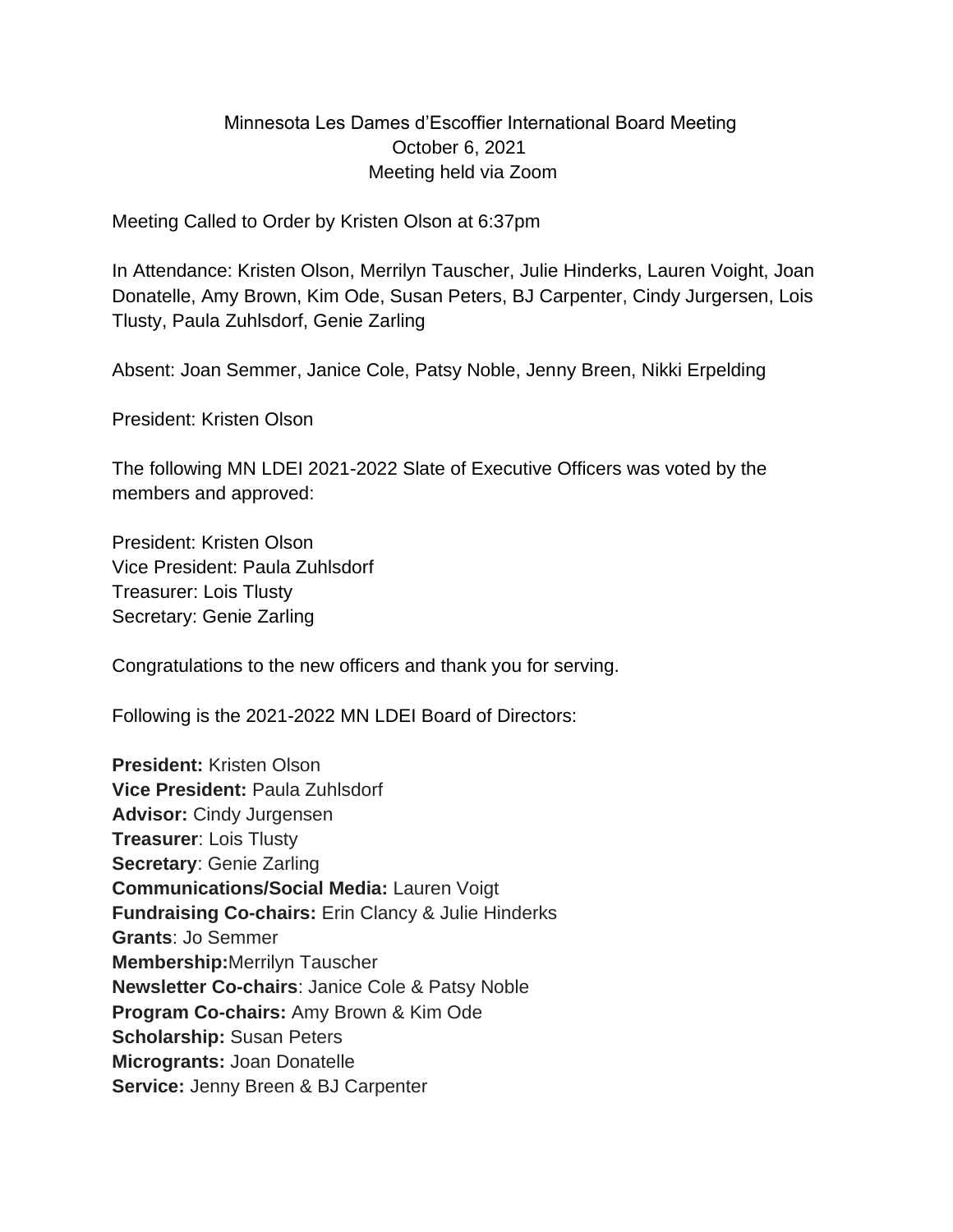Minnesota Les Dames d'Escoffier International Board Meeting
October 6, 2021
Meeting held via Zoom

Meeting Called to Order by Kristen Olson at 6:37pm

In Attendance: Kristen Olson, Merrilyn Tauscher, Julie Hinderks, Lauren Voight, Joan Donatelle, Amy Brown, Kim Ode, Susan Peters, BJ Carpenter, Cindy Jurgersen, Lois Tlusty, Paula Zuhlsdorf, Genie Zarling

Absent: Joan Semmer, Janice Cole, Patsy Noble, Jenny Breen, Nikki Erpelding

President: Kristen Olson

The following MN LDEI 2021-2022 Slate of Executive Officers was voted by the members and approved:

President: Kristen Olson
Vice President: Paula Zuhlsdorf
Treasurer: Lois Tlusty
Secretary: Genie Zarling

Congratulations to the new officers and thank you for serving.

Following is the 2021-2022 MN LDEI Board of Directors:

**President:** Kristen Olson
**Vice President:** Paula Zuhlsdorf
**Advisor:** Cindy Jurgensen
**Treasurer**: Lois Tlusty
**Secretary**: Genie Zarling
**Communications/Social Media:** Lauren Voigt
**Fundraising Co-chairs:** Erin Clancy & Julie Hinderks
**Grants**: Jo Semmer
**Membership:**Merrilyn Tauscher
**Newsletter Co-chairs**: Janice Cole & Patsy Noble
**Program Co-chairs:** Amy Brown & Kim Ode
**Scholarship:** Susan Peters
**Micrograants:** Joan Donatelle
**Service:** Jenny Breen & BJ Carpenter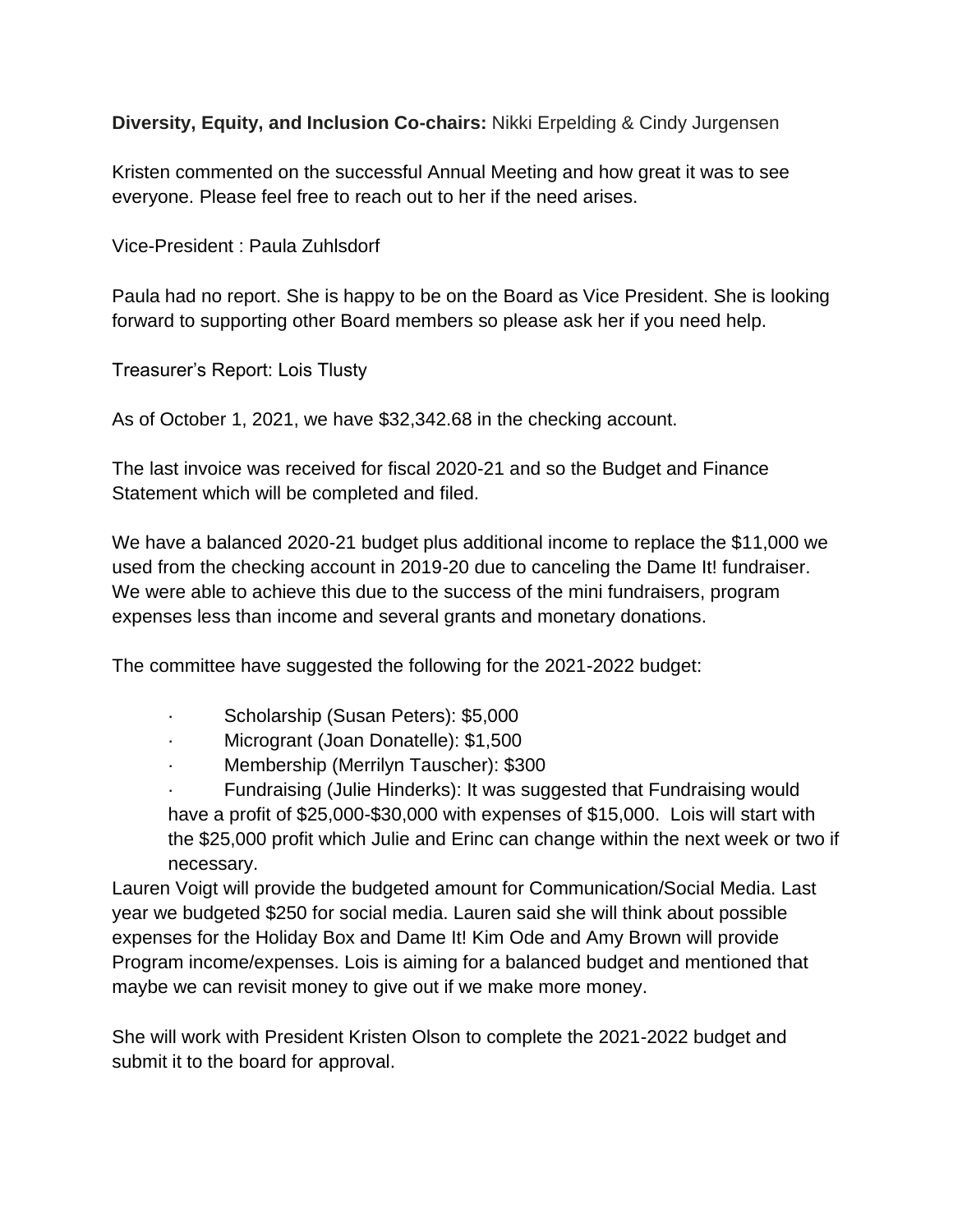**Diversity, Equity, and Inclusion Co-chairs:** Nikki Erpelding & Cindy Jurgensen

Kristen commented on the successful Annual Meeting and how great it was to see everyone. Please feel free to reach out to her if the need arises.

Vice-President : Paula Zuhlsdorf

Paula had no report. She is happy to be on the Board as Vice President. She is looking forward to supporting other Board members so please ask her if you need help.

Treasurer's Report: Lois Tlusty

As of October 1, 2021, we have $32,342.68 in the checking account.

The last invoice was received for fiscal 2020-21 and so the Budget and Finance Statement which will be completed and filed.

We have a balanced 2020-21 budget plus additional income to replace the $11,000 we used from the checking account in 2019-20 due to canceling the Dame It! fundraiser. We were able to achieve this due to the success of the mini fundraisers, program expenses less than income and several grants and monetary donations.

The committee have suggested the following for the 2021-2022 budget:

- Scholarship (Susan Peters): $5,000
- Microgrant (Joan Donatelle): $1,500
- Membership (Merrilyn Tauscher): $300
- Fundraising (Julie Hinderks): It was suggested that Fundraising would have a profit of $25,000-$30,000 with expenses of $15,000. Lois will start with the $25,000 profit which Julie and Erinc can change within the next week or two if necessary.

Lauren Voigt will provide the budgeted amount for Communication/Social Media. Last year we budgeted $250 for social media. Lauren said she will think about possible expenses for the Holiday Box and Dame It! Kim Ode and Amy Brown will provide Program income/expenses. Lois is aiming for a balanced budget and mentioned that maybe we can revisit money to give out if we make more money.

She will work with President Kristen Olson to complete the 2021-2022 budget and submit it to the board for approval.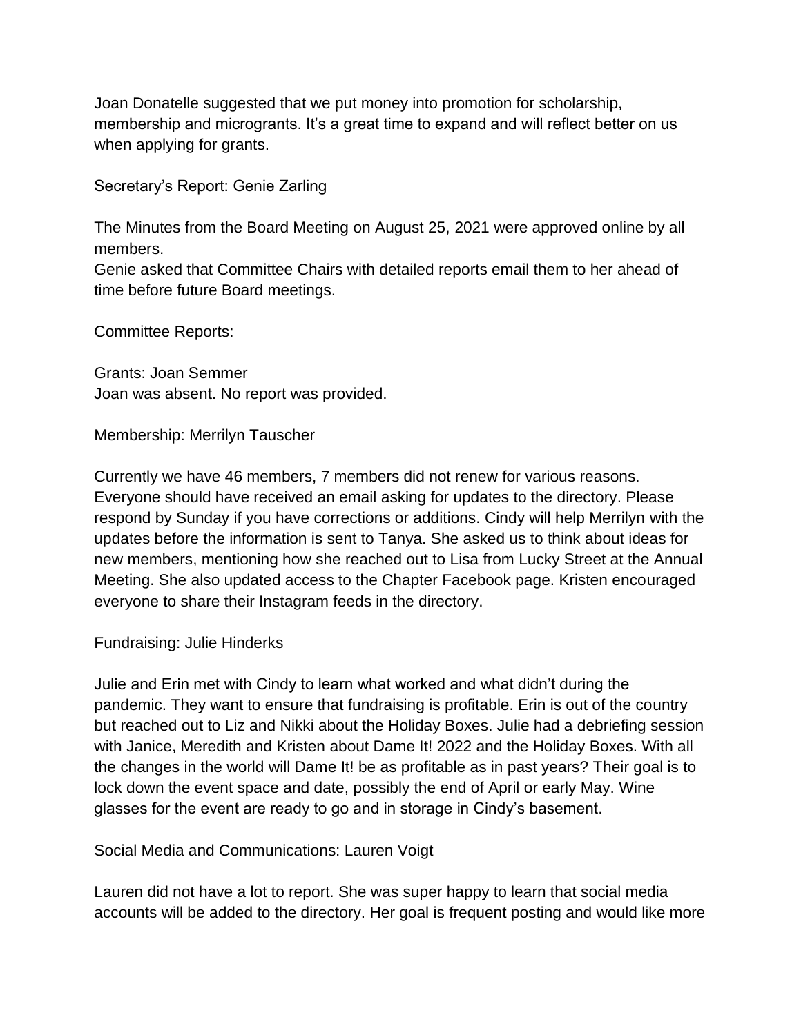Joan Donatelle suggested that we put money into promotion for scholarship, membership and microgrants. It's a great time to expand and will reflect better on us when applying for grants.

Secretary's Report: Genie Zarling

The Minutes from the Board Meeting on August 25, 2021 were approved online by all members.
Genie asked that Committee Chairs with detailed reports email them to her ahead of time before future Board meetings.

Committee Reports:

Grants: Joan Semmer
Joan was absent. No report was provided.

Membership: Merrilyn Tauscher

Currently we have 46 members, 7 members did not renew for various reasons. Everyone should have received an email asking for updates to the directory. Please respond by Sunday if you have corrections or additions. Cindy will help Merrilyn with the updates before the information is sent to Tanya. She asked us to think about ideas for new members, mentioning how she reached out to Lisa from Lucky Street at the Annual Meeting. She also updated access to the Chapter Facebook page. Kristen encouraged everyone to share their Instagram feeds in the directory.

Fundraising: Julie Hinderks

Julie and Erin met with Cindy to learn what worked and what didn't during the pandemic. They want to ensure that fundraising is profitable. Erin is out of the country but reached out to Liz and Nikki about the Holiday Boxes. Julie had a debriefing session with Janice, Meredith and Kristen about Dame It! 2022 and the Holiday Boxes. With all the changes in the world will Dame It! be as profitable as in past years? Their goal is to lock down the event space and date, possibly the end of April or early May. Wine glasses for the event are ready to go and in storage in Cindy's basement.

Social Media and Communications: Lauren Voigt

Lauren did not have a lot to report. She was super happy to learn that social media accounts will be added to the directory. Her goal is frequent posting and would like more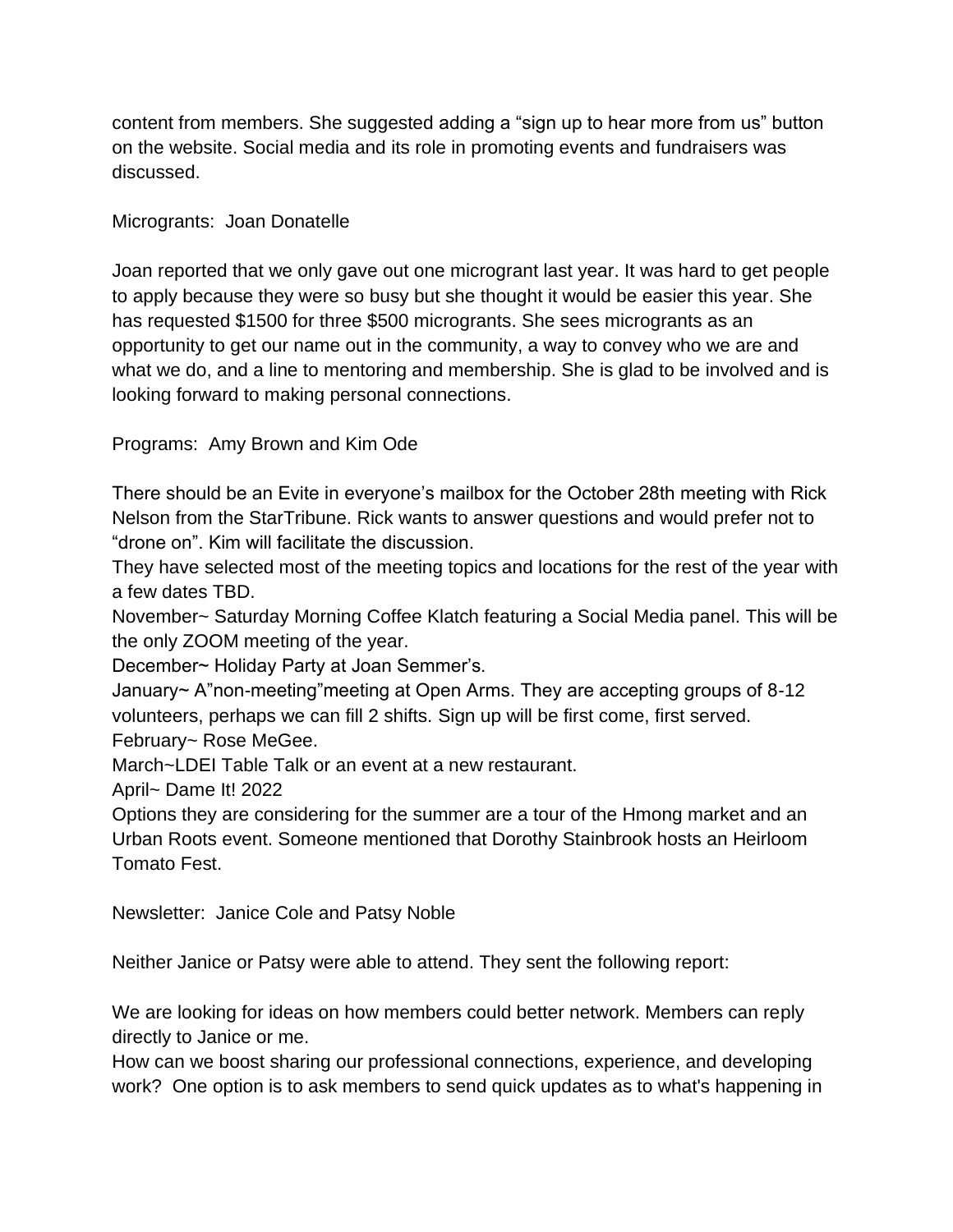content from members. She suggested adding a “sign up to hear more from us” button on the website. Social media and its role in promoting events and fundraisers was discussed.

Microgrants:  Joan Donatelle

Joan reported that we only gave out one microgrant last year. It was hard to get people to apply because they were so busy but she thought it would be easier this year. She has requested $1500 for three $500 microgrants. She sees microgrants as an opportunity to get our name out in the community, a way to convey who we are and what we do, and a line to mentoring and membership. She is glad to be involved and is looking forward to making personal connections.

Programs:  Amy Brown and Kim Ode

There should be an Evite in everyone’s mailbox for the October 28th meeting with Rick Nelson from the StarTribune. Rick wants to answer questions and would prefer not to “drone on”. Kim will facilitate the discussion.
They have selected most of the meeting topics and locations for the rest of the year with a few dates TBD.
November~ Saturday Morning Coffee Klatch featuring a Social Media panel. This will be the only ZOOM meeting of the year.
December~ Holiday Party at Joan Semmer’s.
January~ A”non-meeting”meeting at Open Arms. They are accepting groups of 8-12 volunteers, perhaps we can fill 2 shifts. Sign up will be first come, first served.
February~ Rose MeGee.
March~LDEI Table Talk or an event at a new restaurant.
April~ Dame It! 2022
Options they are considering for the summer are a tour of the Hmong market and an Urban Roots event. Someone mentioned that Dorothy Stainbrook hosts an Heirloom Tomato Fest.

Newsletter:  Janice Cole and Patsy Noble

Neither Janice or Patsy were able to attend. They sent the following report:

We are looking for ideas on how members could better network. Members can reply directly to Janice or me.
How can we boost sharing our professional connections, experience, and developing work?  One option is to ask members to send quick updates as to what's happening in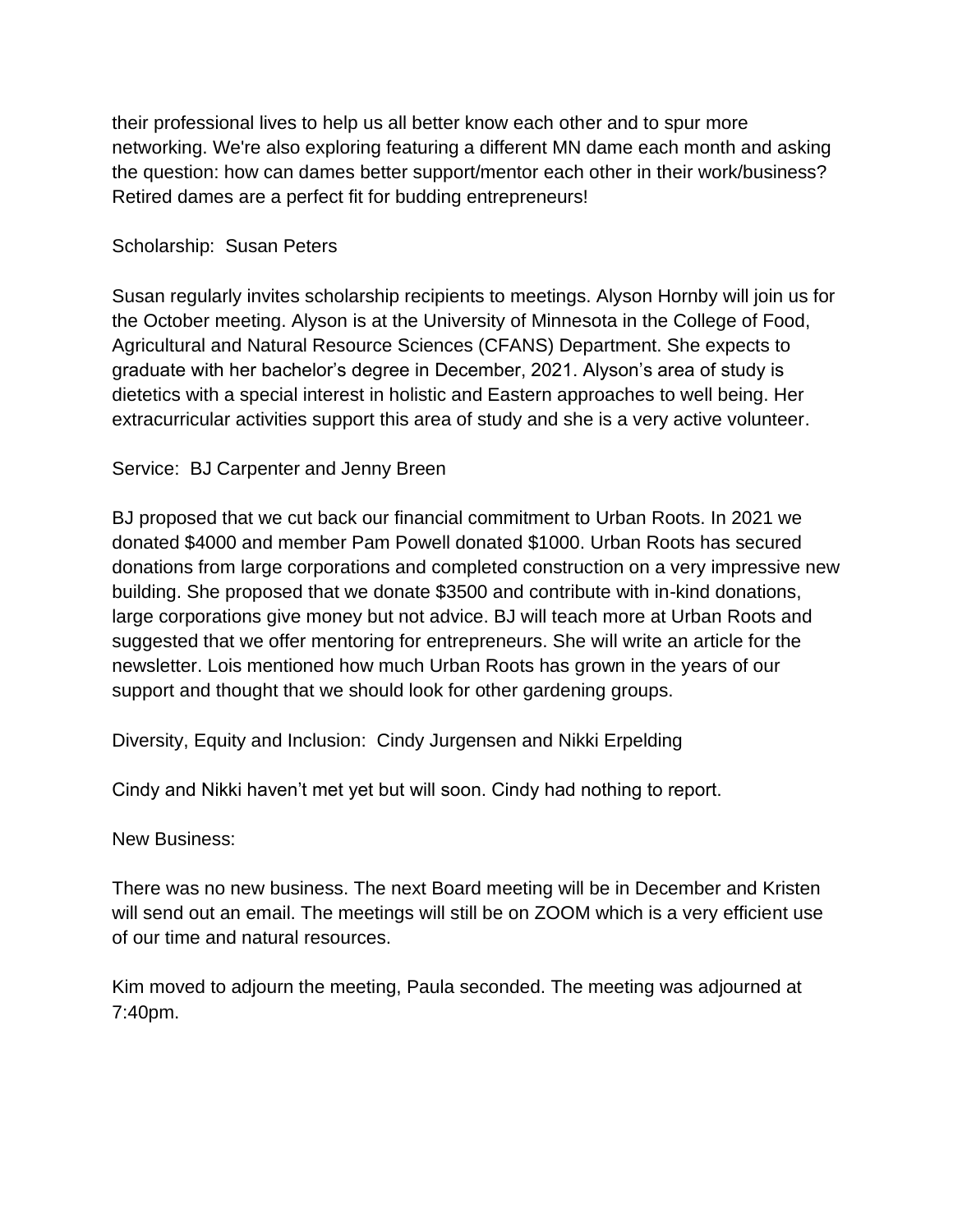their professional lives to help us all better know each other and to spur more networking. We're also exploring featuring a different MN dame each month and asking the question: how can dames better support/mentor each other in their work/business? Retired dames are a perfect fit for budding entrepreneurs!

Scholarship: Susan Peters

Susan regularly invites scholarship recipients to meetings. Alyson Hornby will join us for the October meeting. Alyson is at the University of Minnesota in the College of Food, Agricultural and Natural Resource Sciences (CFANS) Department. She expects to graduate with her bachelor's degree in December, 2021. Alyson's area of study is dietetics with a special interest in holistic and Eastern approaches to well being. Her extracurricular activities support this area of study and she is a very active volunteer.

Service: BJ Carpenter and Jenny Breen

BJ proposed that we cut back our financial commitment to Urban Roots. In 2021 we donated $4000 and member Pam Powell donated $1000. Urban Roots has secured donations from large corporations and completed construction on a very impressive new building. She proposed that we donate $3500 and contribute with in-kind donations, large corporations give money but not advice. BJ will teach more at Urban Roots and suggested that we offer mentoring for entrepreneurs. She will write an article for the newsletter. Lois mentioned how much Urban Roots has grown in the years of our support and thought that we should look for other gardening groups.

Diversity, Equity and Inclusion: Cindy Jurgensen and Nikki Erpelding

Cindy and Nikki haven't met yet but will soon. Cindy had nothing to report.

New Business:

There was no new business. The next Board meeting will be in December and Kristen will send out an email. The meetings will still be on ZOOM which is a very efficient use of our time and natural resources.

Kim moved to adjourn the meeting, Paula seconded. The meeting was adjourned at 7:40pm.